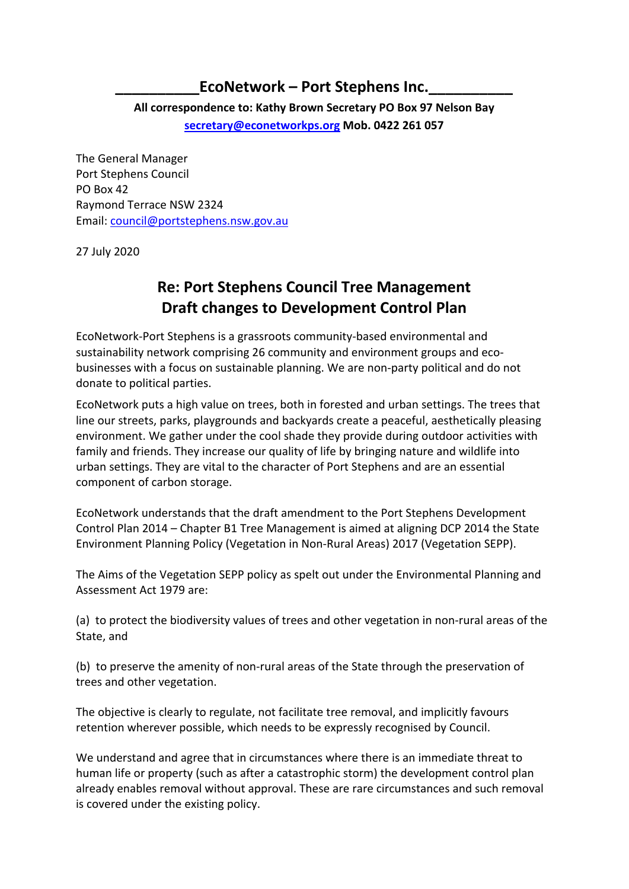## __________EcoNetwork – Port Stephens Inc.__________

**All correspondence to: Kathy Brown Secretary PO Box 97 Nelson Bay**
**secretary@econetworkps.org Mob. 0422 261 057**

The General Manager
Port Stephens Council
PO Box 42
Raymond Terrace NSW 2324
Email: council@portstephens.nsw.gov.au

27 July 2020

## Re: Port Stephens Council Tree Management Draft changes to Development Control Plan

EcoNetwork-Port Stephens is a grassroots community-based environmental and sustainability network comprising 26 community and environment groups and eco-businesses with a focus on sustainable planning. We are non-party political and do not donate to political parties.

EcoNetwork puts a high value on trees, both in forested and urban settings. The trees that line our streets, parks, playgrounds and backyards create a peaceful, aesthetically pleasing environment. We gather under the cool shade they provide during outdoor activities with family and friends. They increase our quality of life by bringing nature and wildlife into urban settings. They are vital to the character of Port Stephens and are an essential component of carbon storage.

EcoNetwork understands that the draft amendment to the Port Stephens Development Control Plan 2014 – Chapter B1 Tree Management is aimed at aligning DCP 2014 the State Environment Planning Policy (Vegetation in Non-Rural Areas) 2017 (Vegetation SEPP).

The Aims of the Vegetation SEPP policy as spelt out under the Environmental Planning and Assessment Act 1979 are:

(a) to protect the biodiversity values of trees and other vegetation in non-rural areas of the State, and

(b) to preserve the amenity of non-rural areas of the State through the preservation of trees and other vegetation.

The objective is clearly to regulate, not facilitate tree removal, and implicitly favours retention wherever possible, which needs to be expressly recognised by Council.

We understand and agree that in circumstances where there is an immediate threat to human life or property (such as after a catastrophic storm) the development control plan already enables removal without approval. These are rare circumstances and such removal is covered under the existing policy.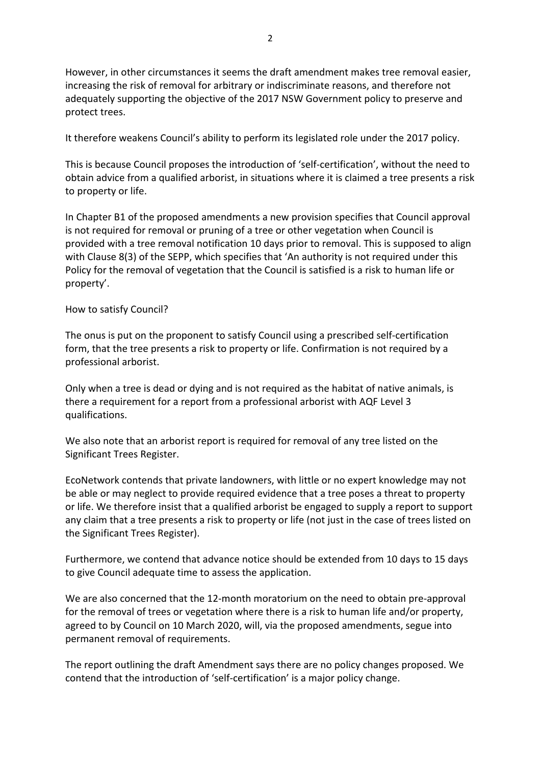However, in other circumstances it seems the draft amendment makes tree removal easier, increasing the risk of removal for arbitrary or indiscriminate reasons, and therefore not adequately supporting the objective of the 2017 NSW Government policy to preserve and protect trees.

It therefore weakens Council's ability to perform its legislated role under the 2017 policy.

This is because Council proposes the introduction of 'self-certification', without the need to obtain advice from a qualified arborist, in situations where it is claimed a tree presents a risk to property or life.

In Chapter B1 of the proposed amendments a new provision specifies that Council approval is not required for removal or pruning of a tree or other vegetation when Council is provided with a tree removal notification 10 days prior to removal. This is supposed to align with Clause 8(3) of the SEPP, which specifies that 'An authority is not required under this Policy for the removal of vegetation that the Council is satisfied is a risk to human life or property'.

How to satisfy Council?

The onus is put on the proponent to satisfy Council using a prescribed self-certification form, that the tree presents a risk to property or life. Confirmation is not required by a professional arborist.

Only when a tree is dead or dying and is not required as the habitat of native animals, is there a requirement for a report from a professional arborist with AQF Level 3 qualifications.

We also note that an arborist report is required for removal of any tree listed on the Significant Trees Register.

EcoNetwork contends that private landowners, with little or no expert knowledge may not be able or may neglect to provide required evidence that a tree poses a threat to property or life. We therefore insist that a qualified arborist be engaged to supply a report to support any claim that a tree presents a risk to property or life (not just in the case of trees listed on the Significant Trees Register).

Furthermore, we contend that advance notice should be extended from 10 days to 15 days to give Council adequate time to assess the application.

We are also concerned that the 12-month moratorium on the need to obtain pre-approval for the removal of trees or vegetation where there is a risk to human life and/or property, agreed to by Council on 10 March 2020, will, via the proposed amendments, segue into permanent removal of requirements.

The report outlining the draft Amendment says there are no policy changes proposed. We contend that the introduction of 'self-certification' is a major policy change.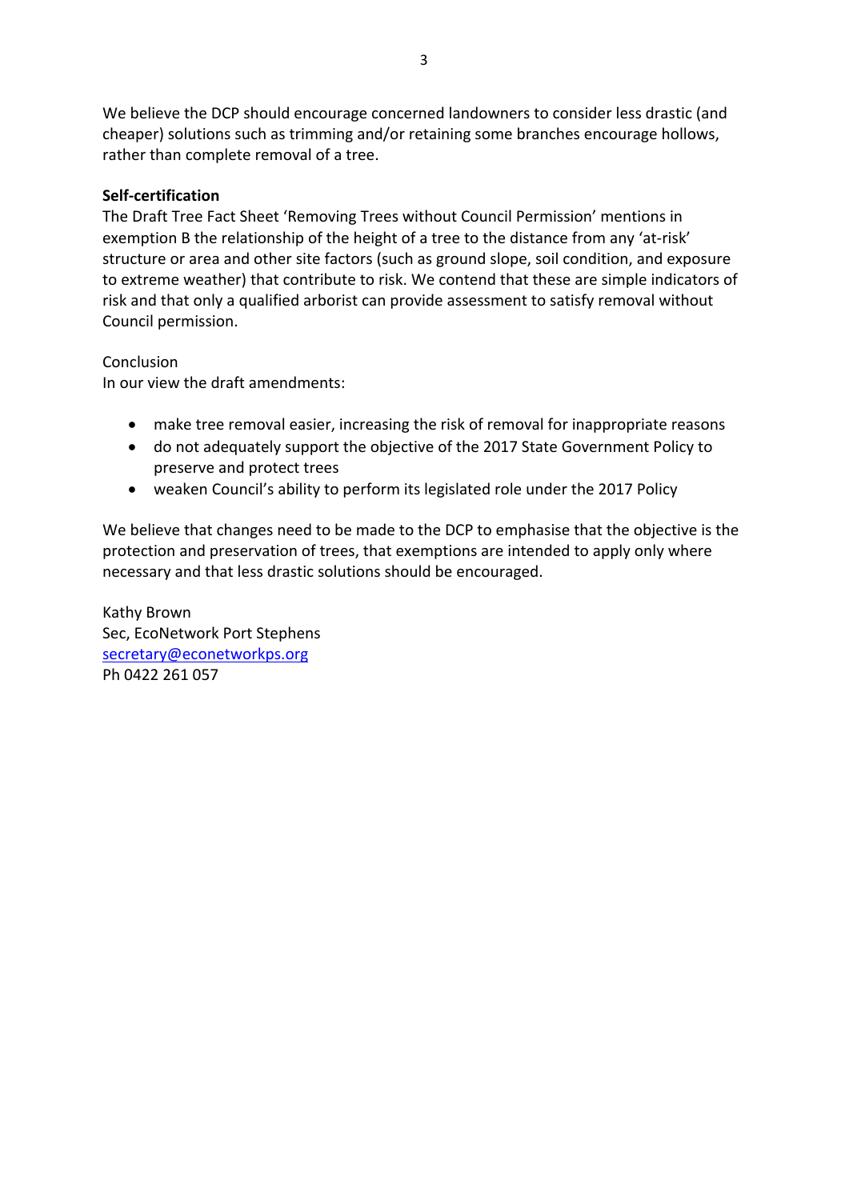We believe the DCP should encourage concerned landowners to consider less drastic (and cheaper) solutions such as trimming and/or retaining some branches encourage hollows, rather than complete removal of a tree.

**Self-certification**

The Draft Tree Fact Sheet 'Removing Trees without Council Permission' mentions in exemption B the relationship of the height of a tree to the distance from any 'at-risk' structure or area and other site factors (such as ground slope, soil condition, and exposure to extreme weather) that contribute to risk. We contend that these are simple indicators of risk and that only a qualified arborist can provide assessment to satisfy removal without Council permission.

Conclusion

In our view the draft amendments:

- make tree removal easier, increasing the risk of removal for inappropriate reasons
- do not adequately support the objective of the 2017 State Government Policy to preserve and protect trees
- weaken Council's ability to perform its legislated role under the 2017 Policy

We believe that changes need to be made to the DCP to emphasise that the objective is the protection and preservation of trees, that exemptions are intended to apply only where necessary and that less drastic solutions should be encouraged.

Kathy Brown
Sec, EcoNetwork Port Stephens
secretary@econetworkps.org
Ph 0422 261 057